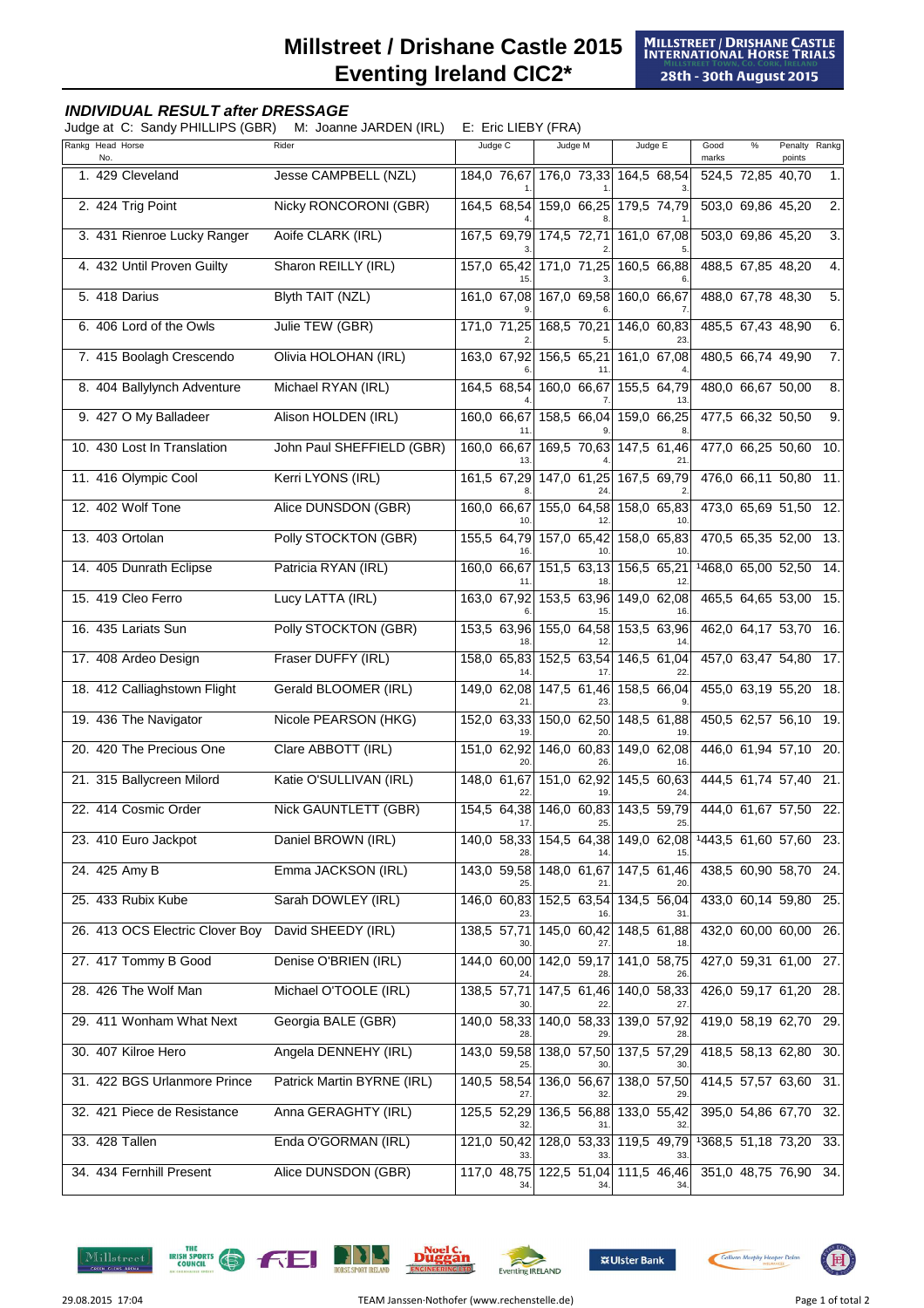# Millstreet / Drishane Castle 2015
# Eventing Ireland CIC2*

MILLSTREET / DRISHANE CASTLE INTERNATIONAL HORSE TRIALS
Millstreet Town, Co. Cork, Ireland
28th - 30th August 2015

### *INDIVIDUAL RESULT after DRESSAGE*

Judge at C: Sandy PHILLIPS (GBR) M: Joanne JARDEN (IRL) E: Eric LIEBY (FRA)

| Rankg | Head No. | Horse | Rider | Judge C | | Judge M | | Judge E | | Good marks | % | Penalty points | Rankg |
|---|---|---|---|---|---|---|---|---|---|---|---|---|---|
| 1. | 429 | Cleveland | Jesse CAMPBELL (NZL) | 184,0 | 76,67 1. | 176,0 | 73,33 1. | 164,5 | 68,54 3. | 524,5 | 72,85 | 40,70 | 1. |
| 2. | 424 | Trig Point | Nicky RONCORONI (GBR) | 164,5 | 68,54 4. | 159,0 | 66,25 8. | 179,5 | 74,79 1. | 503,0 | 69,86 | 45,20 | 2. |
| 3. | 431 | Rienroe Lucky Ranger | Aoife CLARK (IRL) | 167,5 | 69,79 3. | 174,5 | 72,71 2. | 161,0 | 67,08 5. | 503,0 | 69,86 | 45,20 | 3. |
| 4. | 432 | Until Proven Guilty | Sharon REILLY (IRL) | 157,0 | 65,42 15. | 171,0 | 71,25 3. | 160,5 | 66,88 6. | 488,5 | 67,85 | 48,20 | 4. |
| 5. | 418 | Darius | Blyth TAIT (NZL) | 161,0 | 67,08 9. | 167,0 | 69,58 6. | 160,0 | 66,67 7. | 488,0 | 67,78 | 48,30 | 5. |
| 6. | 406 | Lord of the Owls | Julie TEW (GBR) | 171,0 | 71,25 2. | 168,5 | 70,21 5. | 146,0 | 60,83 23. | 485,5 | 67,43 | 48,90 | 6. |
| 7. | 415 | Boolagh Crescendo | Olivia HOLOHAN (IRL) | 163,0 | 67,92 6. | 156,5 | 65,21 11. | 161,0 | 67,08 4. | 480,5 | 66,74 | 49,90 | 7. |
| 8. | 404 | Ballylynch Adventure | Michael RYAN (IRL) | 164,5 | 68,54 4. | 160,0 | 66,67 7. | 155,5 | 64,79 13. | 480,0 | 66,67 | 50,00 | 8. |
| 9. | 427 | O My Balladeer | Alison HOLDEN (IRL) | 160,0 | 66,67 11. | 158,5 | 66,04 9. | 159,0 | 66,25 8. | 477,5 | 66,32 | 50,50 | 9. |
| 10. | 430 | Lost In Translation | John Paul SHEFFIELD (GBR) | 160,0 | 66,67 13. | 169,5 | 70,63 4. | 147,5 | 61,46 21. | 477,0 | 66,25 | 50,60 | 10. |
| 11. | 416 | Olympic Cool | Kerri LYONS (IRL) | 161,5 | 67,29 8. | 147,0 | 61,25 24. | 167,5 | 69,79 2. | 476,0 | 66,11 | 50,80 | 11. |
| 12. | 402 | Wolf Tone | Alice DUNSDON (GBR) | 160,0 | 66,67 10. | 155,0 | 64,58 12. | 158,0 | 65,83 10. | 473,0 | 65,69 | 51,50 | 12. |
| 13. | 403 | Ortolan | Polly STOCKTON (GBR) | 155,5 | 64,79 16. | 157,0 | 65,42 10. | 158,0 | 65,83 10. | 470,5 | 65,35 | 52,00 | 13. |
| 14. | 405 | Dunrath Eclipse | Patricia RYAN (IRL) | 160,0 | 66,67 11. | 151,5 | 63,13 18. | 156,5 | 65,21 12. | [1]468,0 | 65,00 | 52,50 | 14. |
| 15. | 419 | Cleo Ferro | Lucy LATTA (IRL) | 163,0 | 67,92 6. | 153,5 | 63,96 15. | 149,0 | 62,08 16. | 465,5 | 64,65 | 53,00 | 15. |
| 16. | 435 | Lariats Sun | Polly STOCKTON (GBR) | 153,5 | 63,96 18. | 155,0 | 64,58 12. | 153,5 | 63,96 14. | 462,0 | 64,17 | 53,70 | 16. |
| 17. | 408 | Ardeo Design | Fraser DUFFY (IRL) | 158,0 | 65,83 14. | 152,5 | 63,54 17. | 146,5 | 61,04 22. | 457,0 | 63,47 | 54,80 | 17. |
| 18. | 412 | Calliaghstown Flight | Gerald BLOOMER (IRL) | 149,0 | 62,08 21. | 147,5 | 61,46 23. | 158,5 | 66,04 9. | 455,0 | 63,19 | 55,20 | 18. |
| 19. | 436 | The Navigator | Nicole PEARSON (HKG) | 152,0 | 63,33 19. | 150,0 | 62,50 20. | 148,5 | 61,88 19. | 450,5 | 62,57 | 56,10 | 19. |
| 20. | 420 | The Precious One | Clare ABBOTT (IRL) | 151,0 | 62,92 20. | 146,0 | 60,83 26. | 149,0 | 62,08 16. | 446,0 | 61,94 | 57,10 | 20. |
| 21. | 315 | Ballycreen Milord | Katie O'SULLIVAN (IRL) | 148,0 | 61,67 22. | 151,0 | 62,92 19. | 145,5 | 60,63 24. | 444,5 | 61,74 | 57,40 | 21. |
| 22. | 414 | Cosmic Order | Nick GAUNTLETT (GBR) | 154,5 | 64,38 17. | 146,0 | 60,83 25. | 143,5 | 59,79 25. | 444,0 | 61,67 | 57,50 | 22. |
| 23. | 410 | Euro Jackpot | Daniel BROWN (IRL) | 140,0 | 58,33 28. | 154,5 | 64,38 14. | 149,0 | 62,08 15. | [1]443,5 | 61,60 | 57,60 | 23. |
| 24. | 425 | Amy B | Emma JACKSON (IRL) | 143,0 | 59,58 25. | 148,0 | 61,67 21. | 147,5 | 61,46 20. | 438,5 | 60,90 | 58,70 | 24. |
| 25. | 433 | Rubix Kube | Sarah DOWLEY (IRL) | 146,0 | 60,83 23. | 152,5 | 63,54 16. | 134,5 | 56,04 31. | 433,0 | 60,14 | 59,80 | 25. |
| 26. | 413 | OCS Electric Clover Boy | David SHEEDY (IRL) | 138,5 | 57,71 30. | 145,0 | 60,42 27. | 148,5 | 61,88 18. | 432,0 | 60,00 | 60,00 | 26. |
| 27. | 417 | Tommy B Good | Denise O'BRIEN (IRL) | 144,0 | 60,00 24. | 142,0 | 59,17 28. | 141,0 | 58,75 26. | 427,0 | 59,31 | 61,00 | 27. |
| 28. | 426 | The Wolf Man | Michael O'TOOLE (IRL) | 138,5 | 57,71 30. | 147,5 | 61,46 22. | 140,0 | 58,33 27. | 426,0 | 59,17 | 61,20 | 28. |
| 29. | 411 | Wonham What Next | Georgia BALE (GBR) | 140,0 | 58,33 28. | 140,0 | 58,33 29. | 139,0 | 57,92 28. | 419,0 | 58,19 | 62,70 | 29. |
| 30. | 407 | Kilroe Hero | Angela DENNEHY (IRL) | 143,0 | 59,58 25. | 138,0 | 57,50 30. | 137,5 | 57,29 30. | 418,5 | 58,13 | 62,80 | 30. |
| 31. | 422 | BGS Urlanmore Prince | Patrick Martin BYRNE (IRL) | 140,5 | 58,54 27. | 136,0 | 56,67 32. | 138,0 | 57,50 29. | 414,5 | 57,57 | 63,60 | 31. |
| 32. | 421 | Piece de Resistance | Anna GERAGHTY (IRL) | 125,5 | 52,29 32. | 136,5 | 56,88 31. | 133,0 | 55,42 32. | 395,0 | 54,86 | 67,70 | 32. |
| 33. | 428 | Tallen | Enda O'GORMAN (IRL) | 121,0 | 50,42 33. | 128,0 | 53,33 33. | 119,5 | 49,79 33. | [1]368,5 | 51,18 | 73,20 | 33. |
| 34. | 434 | Fernhill Present | Alice DUNSDON (GBR) | 117,0 | 48,75 34. | 122,5 | 51,04 34. | 111,5 | 46,46 34. | 351,0 | 48,75 | 76,90 | 34. |

29.08.2015 17:04 TEAM Janssen·Nothofer (www.rechenstelle.de)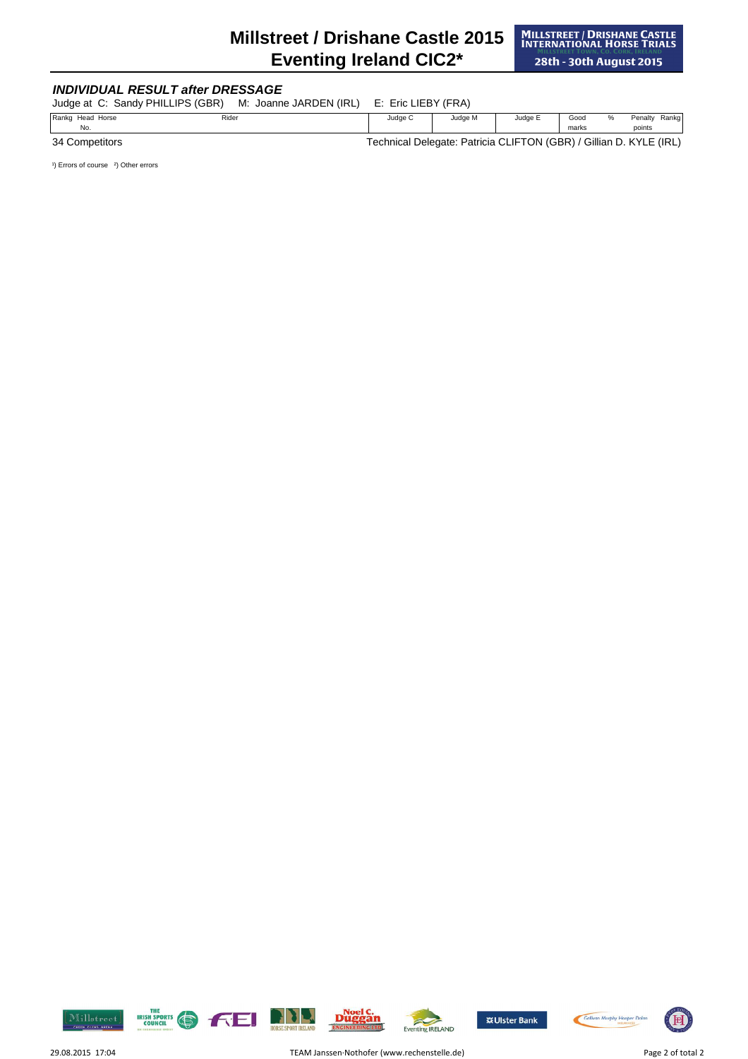# Millstreet / Drishane Castle 2015
# Eventing Ireland CIC2*

MILLSTREET / DRISHANE CASTLE INTERNATIONAL HORSE TRIALS
MILLSTREET TOWN, CO. CORK, IRELAND
28th - 30th August 2015

### *INDIVIDUAL RESULT after DRESSAGE*

Judge at C: Sandy PHILLIPS (GBR) M: Joanne JARDEN (IRL) E: Eric LIEBY (FRA)

| Rankg | Head No. | Horse | Rider | Judge C | Judge M | Judge E | Good marks | % | Penalty points | Rankg |
|---|---|---|---|---|---|---|---|---|---|---|

34 Competitors

Technical Delegate: Patricia CLIFTON (GBR) / Gillian D. KYLE (IRL)

¹) Errors of course ²) Other errors

29.08.2015 17:04

TEAM Janssen·Nothofer (www.rechenstelle.de)